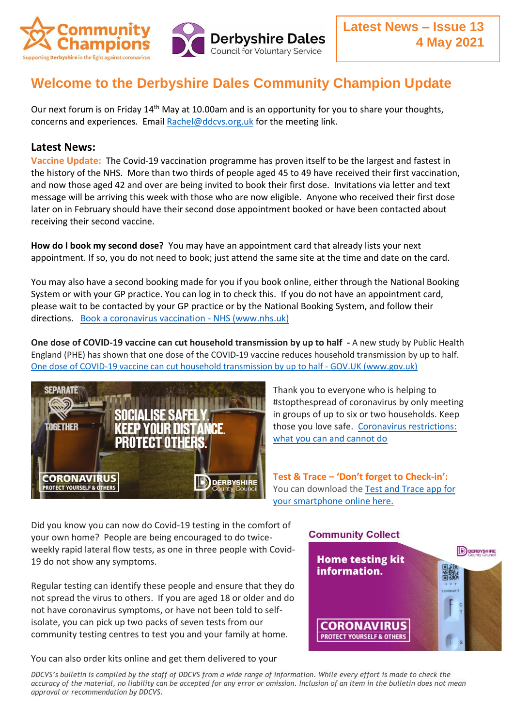Community Champions — Supporting Derbyshire in the fight against coronavirus

Derbyshire Dales Council for Voluntary Service

**Latest News – Issue 13**
**4 May 2021**

# Welcome to the Derbyshire Dales Community Champion Update

Our next forum is on Friday 14th May at 10.00am and is an opportunity for you to share your thoughts, concerns and experiences. Email Rachel@ddcvs.org.uk for the meeting link.

## Latest News:

**Vaccine Update:** The Covid-19 vaccination programme has proven itself to be the largest and fastest in the history of the NHS. More than two thirds of people aged 45 to 49 have received their first vaccination, and now those aged 42 and over are being invited to book their first dose. Invitations via letter and text message will be arriving this week with those who are now eligible. Anyone who received their first dose later on in February should have their second dose appointment booked or have been contacted about receiving their second vaccine.

**How do I book my second dose?** You may have an appointment card that already lists your next appointment. If so, you do not need to book; just attend the same site at the time and date on the card.

You may also have a second booking made for you if you book online, either through the National Booking System or with your GP practice. You can log in to check this. If you do not have an appointment card, please wait to be contacted by your GP practice or by the National Booking System, and follow their directions. Book a coronavirus vaccination - NHS (www.nhs.uk)

**One dose of COVID-19 vaccine can cut household transmission by up to half -** A new study by Public Health England (PHE) has shown that one dose of the COVID-19 vaccine reduces household transmission by up to half. One dose of COVID-19 vaccine can cut household transmission by up to half - GOV.UK (www.gov.uk)

SEPARATE TOGETHER — SOCIALISE SAFELY. KEEP YOUR DISTANCE. PROTECT OTHERS. — CORONAVIRUS PROTECT YOURSELF & OTHERS — DERBYSHIRE County Council

Thank you to everyone who is helping to #stopthespread of coronavirus by only meeting in groups of up to six or two households. Keep those you love safe. Coronavirus restrictions: what you can and cannot do

**Test & Trace – 'Don't forget to Check-in':** You can download the Test and Trace app for your smartphone online here.

Did you know you can now do Covid-19 testing in the comfort of your own home? People are being encouraged to do twice-weekly rapid lateral flow tests, as one in three people with Covid-19 do not show any symptoms.

Regular testing can identify these people and ensure that they do not spread the virus to others. If you are aged 18 or older and do not have coronavirus symptoms, or have not been told to self-isolate, you can pick up two packs of seven tests from our community testing centres to test you and your family at home.

**Community Collect** — Home testing kit information. — CORONAVIRUS PROTECT YOURSELF & OTHERS — DERBYSHIRE County Council

You can also order kits online and get them delivered to your

*DDCVS's bulletin is compiled by the staff of DDCVS from a wide range of information. While every effort is made to check the accuracy of the material, no liability can be accepted for any error or omission. Inclusion of an item in the bulletin does not mean approval or recommendation by DDCVS.*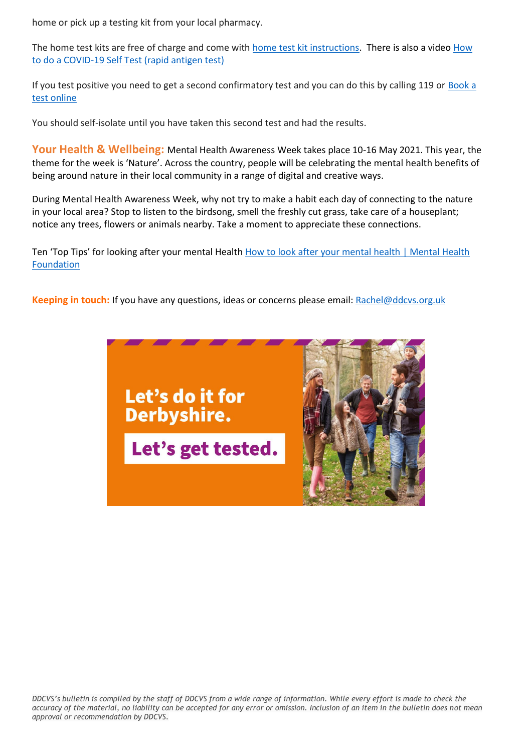home or pick up a testing kit from your local pharmacy.

The home test kits are free of charge and come with home test kit instructions. There is also a video How to do a COVID-19 Self Test (rapid antigen test)

If you test positive you need to get a second confirmatory test and you can do this by calling 119 or Book a test online

You should self-isolate until you have taken this second test and had the results.

**Your Health & Wellbeing:** Mental Health Awareness Week takes place 10-16 May 2021. This year, the theme for the week is 'Nature'. Across the country, people will be celebrating the mental health benefits of being around nature in their local community in a range of digital and creative ways.

During Mental Health Awareness Week, why not try to make a habit each day of connecting to the nature in your local area? Stop to listen to the birdsong, smell the freshly cut grass, take care of a houseplant; notice any trees, flowers or animals nearby. Take a moment to appreciate these connections.

Ten 'Top Tips' for looking after your mental Health How to look after your mental health | Mental Health Foundation

**Keeping in touch:** If you have any questions, ideas or concerns please email: Rachel@ddcvs.org.uk

Let's do it for Derbyshire.

Let's get tested.

*DDCVS's bulletin is compiled by the staff of DDCVS from a wide range of information. While every effort is made to check the accuracy of the material, no liability can be accepted for any error or omission. Inclusion of an item in the bulletin does not mean approval or recommendation by DDCVS.*